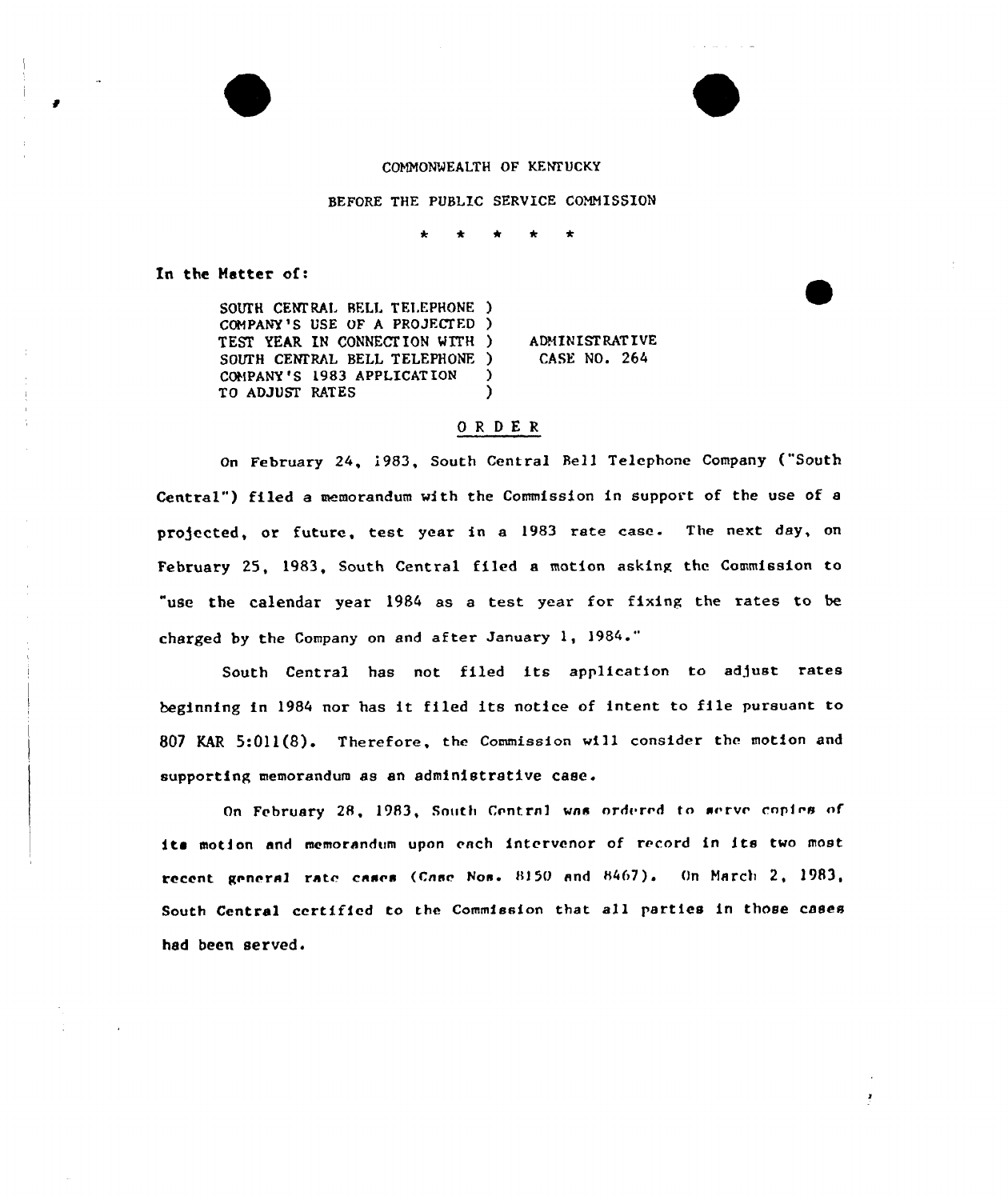COMMONWEALTH OF KENTUCKY

BEFORE THE PUBLIC SERVICE COMMISSION

\* \* \* \* \*

In the Matter of:

| | | |
|---|---|---|
| SOUTH CENTRAL BELL TELEPHONE COMPANY'S USE OF A PROJECTED TEST YEAR IN CONNECTION WITH SOUTH CENTRAL BELL TELEPHONE COMPANY'S 1983 APPLICATION TO ADJUST RATES | ) | ADMINISTRATIVE CASE NO. 264 |

## O R D E R

On February 24, 1983, South Central Bell Telephone Company ("South Central") filed a memorandum with the Commission in support of the use of a projected, or future, test year in a 1983 rate case. The next day, on February 25, 1983, South Central filed a motion asking the Commission to "use the calendar year 1984 as a test year for fixing the rates to be charged by the Company on and after January 1, 1984."

South Central has not filed its application to adjust rates beginning in 1984 nor has it filed its notice of intent to file pursuant to 807 KAR 5:011(8). Therefore, the Commission will consider the motion and supporting memorandum as an administrative case.

On February 28, 1983, South Central was ordered to serve copies of its motion and memorandum upon each intervenor of record in its two most recent general rate cases (Case Nos. 8150 and 8467). On March 2, 1983, South Central certified to the Commission that all parties in those cases had been served.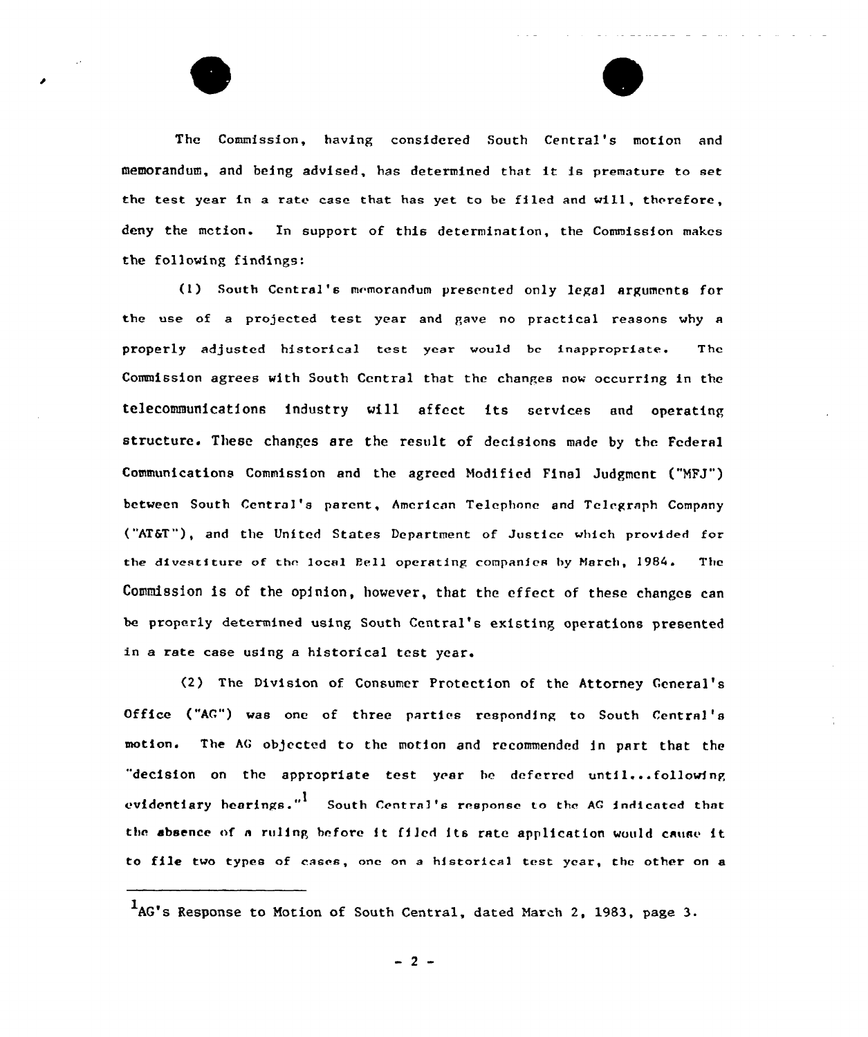The Commission, having considered South Central's motion and memorandum, and being advised, has determined that it is premature to set the test year in a rate case that has yet to be filed and will, therefore, deny the motion. In support of this determination, the Commission makes the following findings:

(1) South Central's memorandum presented only legal arguments for the use of a projected test year and gave no practical reasons why a properly adjusted historical test year would be inappropriate. The Commission agrees with South Central that the changes now occurring in the telecommunications industry will affect its services and operating structure. These changes are the result of decisions made by the Federal Communications Commission and the agreed Modified Final Judgment ("MFJ") between South Central's parent, American Telephone and Telegraph Company ("AT&T"), and the United States Department of Justice which provided for the divestiture of the local Bell operating companies by March, 1984. The Commission is of the opinion, however, that the effect of these changes can be properly determined using South Central's existing operations presented in a rate case using a historical test year.

(2) The Division of Consumer Protection of the Attorney General's Office ("AG") was one of three parties responding to South Central's motion. The AG objected to the motion and recommended in part that the "decision on the appropriate test year be deferred until...following evidentiary hearings."[1] South Central's response to the AG indicated that the absence of a ruling before it filed its rate application would cause it to file two types of cases, one on a historical test year, the other on a

---

[1] AG's Response to Motion of South Central, dated March 2, 1983, page 3.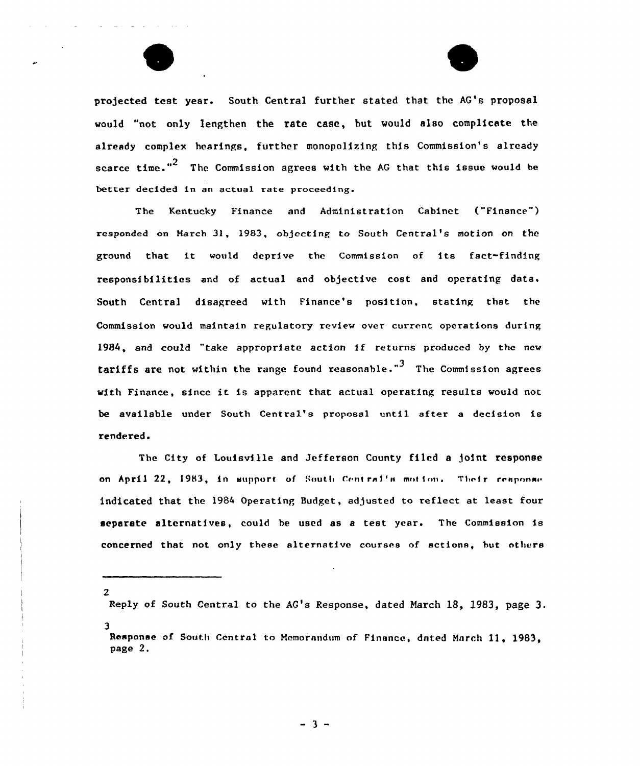projected test year. South Central further stated that the AG's proposal would "not only lengthen the rate case, but would also complicate the already complex hearings, further monopolizing this Commission's already scarce time."[2] The Commission agrees with the AG that this issue would be better decided in an actual rate proceeding.

The Kentucky Finance and Administration Cabinet ("Finance") responded on March 31, 1983, objecting to South Central's motion on the ground that it would deprive the Commission of its fact-finding responsibilities and of actual and objective cost and operating data. South Central disagreed with Finance's position, stating that the Commission would maintain regulatory review over current operations during 1984, and could "take appropriate action if returns produced by the new tariffs are not within the range found reasonable."[3] The Commission agrees with Finance, since it is apparent that actual operating results would not be available under South Central's proposal until after a decision is rendered.

The City of Louisville and Jefferson County filed a joint response on April 22, 1983, in support of South Central's motion. Their response indicated that the 1984 Operating Budget, adjusted to reflect at least four separate alternatives, could be used as a test year. The Commission is concerned that not only these alternative courses of actions, but others

---

[2] Reply of South Central to the AG's Response, dated March 18, 1983, page 3.

[3] Response of South Central to Memorandum of Finance, dated March 11, 1983, page 2.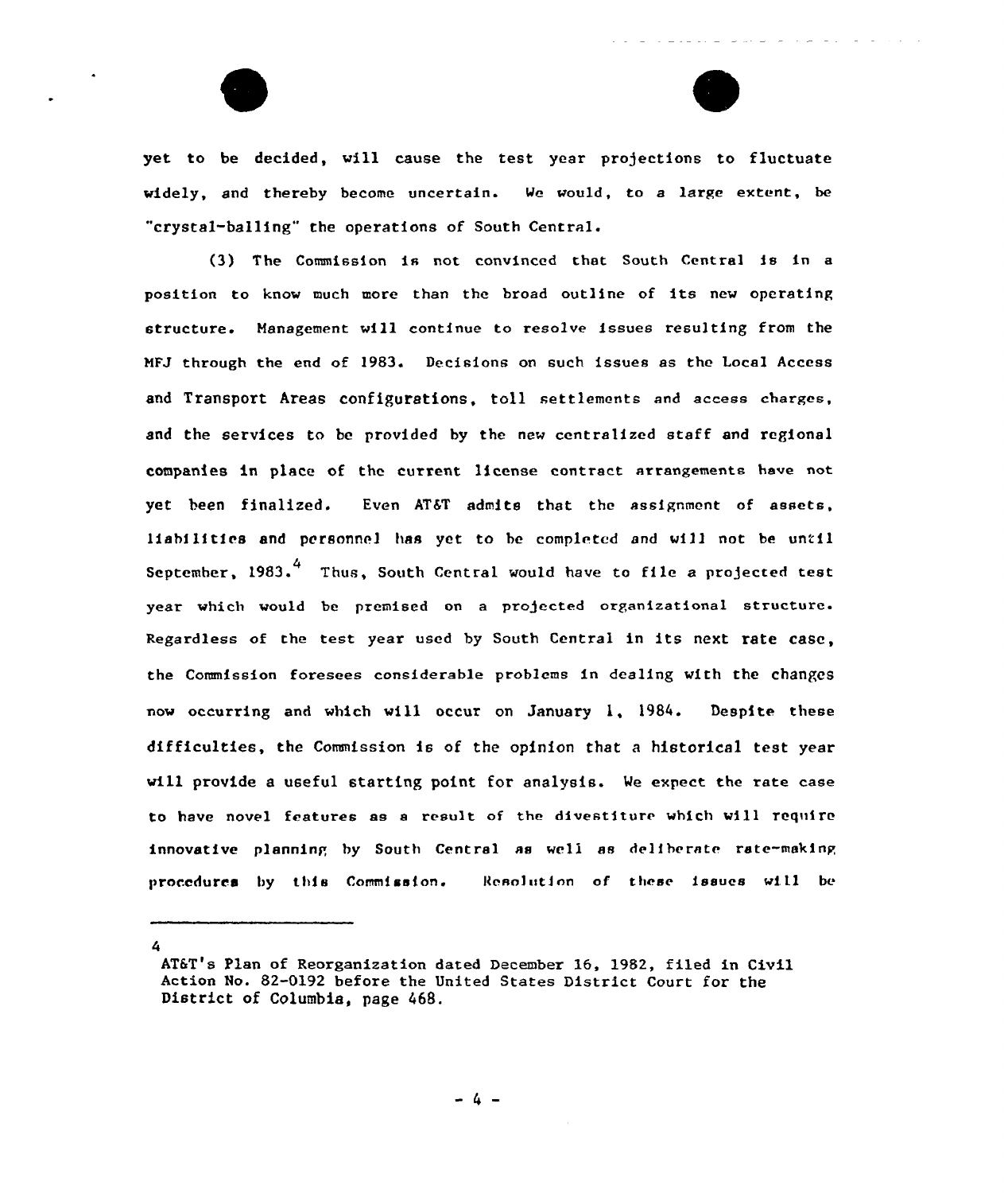yet to be decided, will cause the test year projections to fluctuate widely, and thereby become uncertain. We would, to a large extent, be "crystal-balling" the operations of South Central.

(3) The Commission is not convinced that South Central is in a position to know much more than the broad outline of its new operating structure. Management will continue to resolve issues resulting from the MFJ through the end of 1983. Decisions on such issues as the Local Access and Transport Areas configurations, toll settlements and access charges, and the services to be provided by the new centralized staff and regional companies in place of the current license contract arrangements have not yet been finalized. Even AT&T admits that the assignment of assets, liabilities and personnel has yet to be completed and will not be until September, 1983.[4] Thus, South Central would have to file a projected test year which would be premised on a projected organizational structure. Regardless of the test year used by South Central in its next rate case, the Commission foresees considerable problems in dealing with the changes now occurring and which will occur on January 1, 1984. Despite these difficulties, the Commission is of the opinion that a historical test year will provide a useful starting point for analysis. We expect the rate case to have novel features as a result of the divestiture which will require innovative planning by South Central as well as deliberate rate-making procedures by this Commission. Resolution of these issues will be

---

4
AT&T's Plan of Reorganization dated December 16, 1982, filed in Civil Action No. 82-0192 before the United States District Court for the District of Columbia, page 468.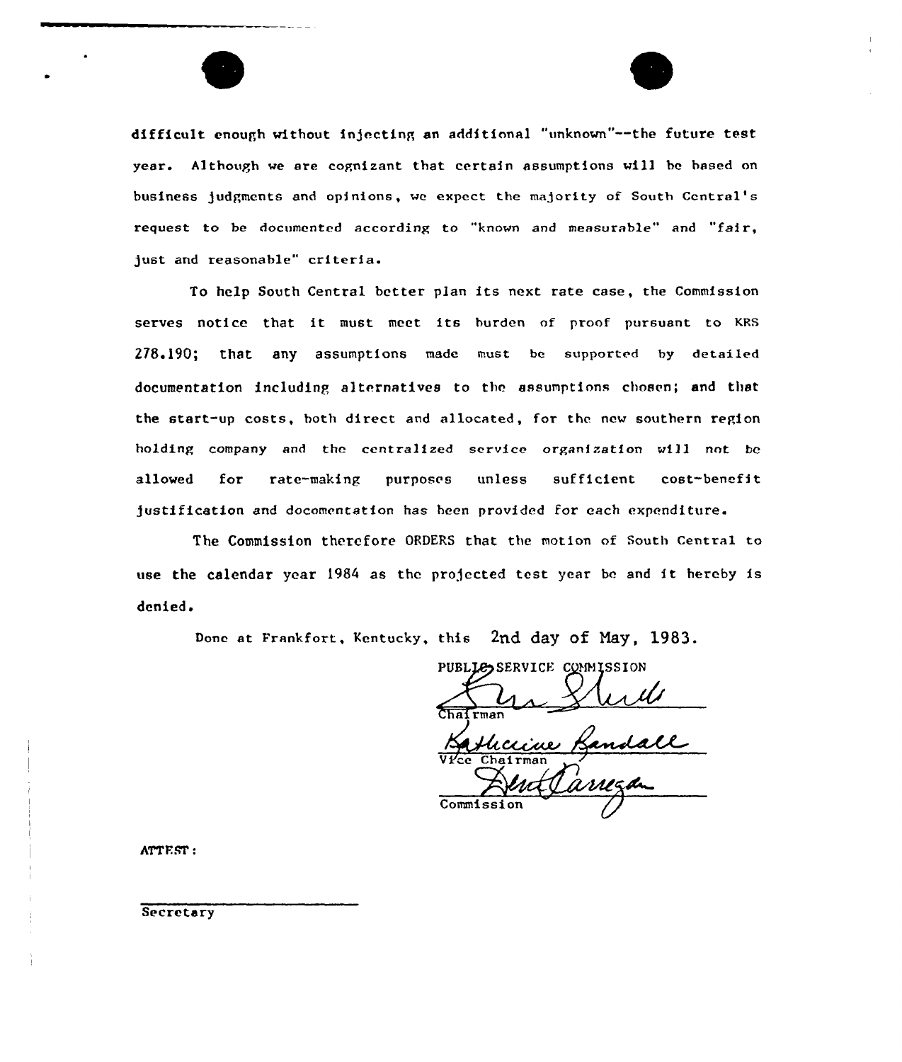difficult enough without injecting an additional "unknown"--the future test year. Although we are cognizant that certain assumptions will be based on business judgments and opinions, we expect the majority of South Central's request to be documented according to "known and measurable" and "fair, just and reasonable" criteria.

To help South Central better plan its next rate case, the Commission serves notice that it must meet its burden of proof pursuant to KRS 278.190; that any assumptions made must be supported by detailed documentation including alternatives to the assumptions chosen; and that the start-up costs, both direct and allocated, for the new southern region holding company and the centralized service organization will not be allowed for rate-making purposes unless sufficient cost-benefit justification and docomentation has been provided for each expenditure.

The Commission therefore ORDERS that the motion of South Central to use the calendar year 1984 as the projected test year be and it hereby is denied.

Done at Frankfort, Kentucky, this 2nd day of May, 1983.

PUBLIC SERVICE COMMISSION

Chairman

Vice Chairman

Commission

ATTEST:

Secretary